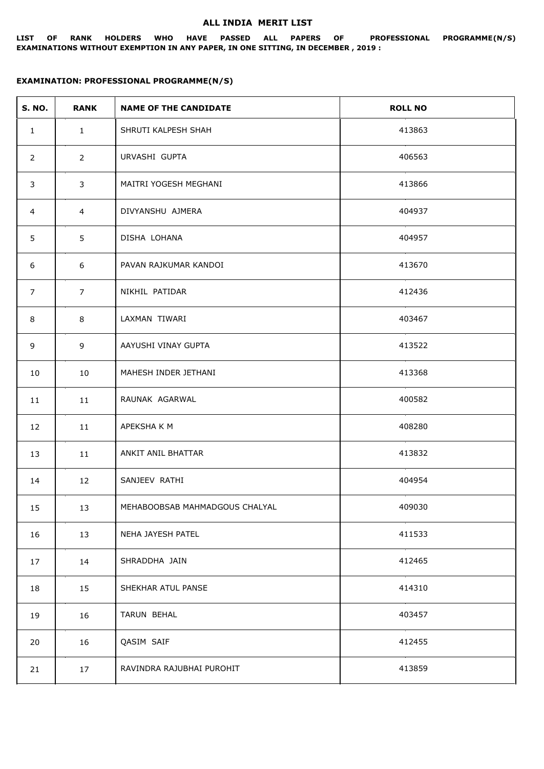# ALL INDIA MERIT LIST

**LIST OF RANK HOLDERS WHO HAVE PASSED ALL PAPERS OF PROFESSIONAL PROGRAMME(N/S) EXAMINATIONS WITHOUT EXEMPTION IN ANY PAPER, IN ONE SITTING, IN DECEMBER , 2019 :**

**EXAMINATION: PROFESSIONAL PROGRAMME(N/S)**

| S. NO. | RANK | NAME OF THE CANDIDATE | ROLL NO |
|---|---|---|---|
| 1 | 1 | SHRUTI KALPESH SHAH | 413863 |
| 2 | 2 | URVASHI GUPTA | 406563 |
| 3 | 3 | MAITRI YOGESH MEGHANI | 413866 |
| 4 | 4 | DIVYANSHU AJMERA | 404937 |
| 5 | 5 | DISHA LOHANA | 404957 |
| 6 | 6 | PAVAN RAJKUMAR KANDOI | 413670 |
| 7 | 7 | NIKHIL PATIDAR | 412436 |
| 8 | 8 | LAXMAN TIWARI | 403467 |
| 9 | 9 | AAYUSHI VINAY GUPTA | 413522 |
| 10 | 10 | MAHESH INDER JETHANI | 413368 |
| 11 | 11 | RAUNAK AGARWAL | 400582 |
| 12 | 11 | APEKSHA K M | 408280 |
| 13 | 11 | ANKIT ANIL BHATTAR | 413832 |
| 14 | 12 | SANJEEV RATHI | 404954 |
| 15 | 13 | MEHABOOBSAB MAHMADGOUS CHALYAL | 409030 |
| 16 | 13 | NEHA JAYESH PATEL | 411533 |
| 17 | 14 | SHRADDHA JAIN | 412465 |
| 18 | 15 | SHEKHAR ATUL PANSE | 414310 |
| 19 | 16 | TARUN BEHAL | 403457 |
| 20 | 16 | QASIM SAIF | 412455 |
| 21 | 17 | RAVINDRA RAJUBHAI PUROHIT | 413859 |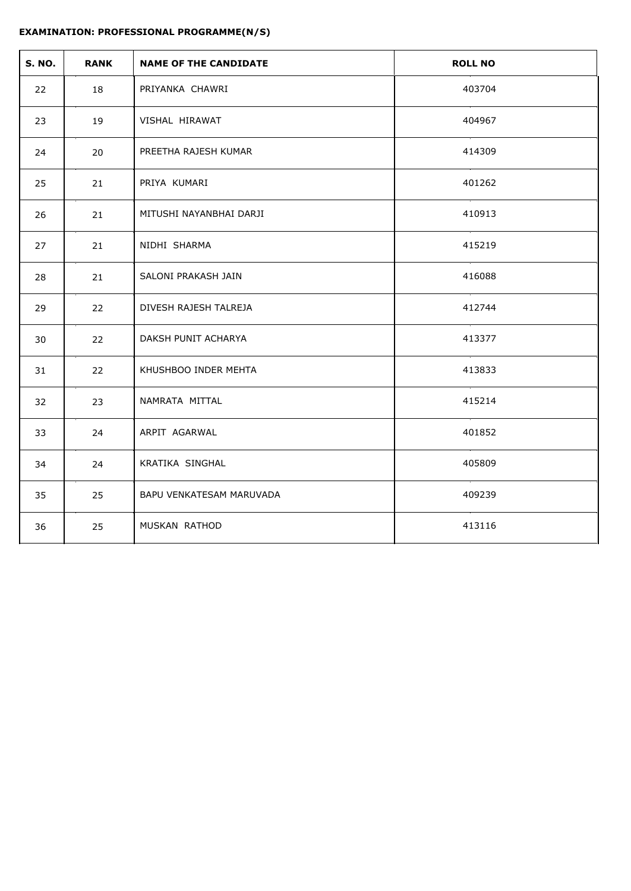**EXAMINATION: PROFESSIONAL PROGRAMME(N/S)**

| S. NO. | RANK | NAME OF THE CANDIDATE | ROLL NO |
|---|---|---|---|
| 22 | 18 | PRIYANKA CHAWRI | 403704 |
| 23 | 19 | VISHAL HIRAWAT | 404967 |
| 24 | 20 | PREETHA RAJESH KUMAR | 414309 |
| 25 | 21 | PRIYA KUMARI | 401262 |
| 26 | 21 | MITUSHI NAYANBHAI DARJI | 410913 |
| 27 | 21 | NIDHI SHARMA | 415219 |
| 28 | 21 | SALONI PRAKASH JAIN | 416088 |
| 29 | 22 | DIVESH RAJESH TALREJA | 412744 |
| 30 | 22 | DAKSH PUNIT ACHARYA | 413377 |
| 31 | 22 | KHUSHBOO INDER MEHTA | 413833 |
| 32 | 23 | NAMRATA MITTAL | 415214 |
| 33 | 24 | ARPIT AGARWAL | 401852 |
| 34 | 24 | KRATIKA SINGHAL | 405809 |
| 35 | 25 | BAPU VENKATESAM MARUVADA | 409239 |
| 36 | 25 | MUSKAN RATHOD | 413116 |